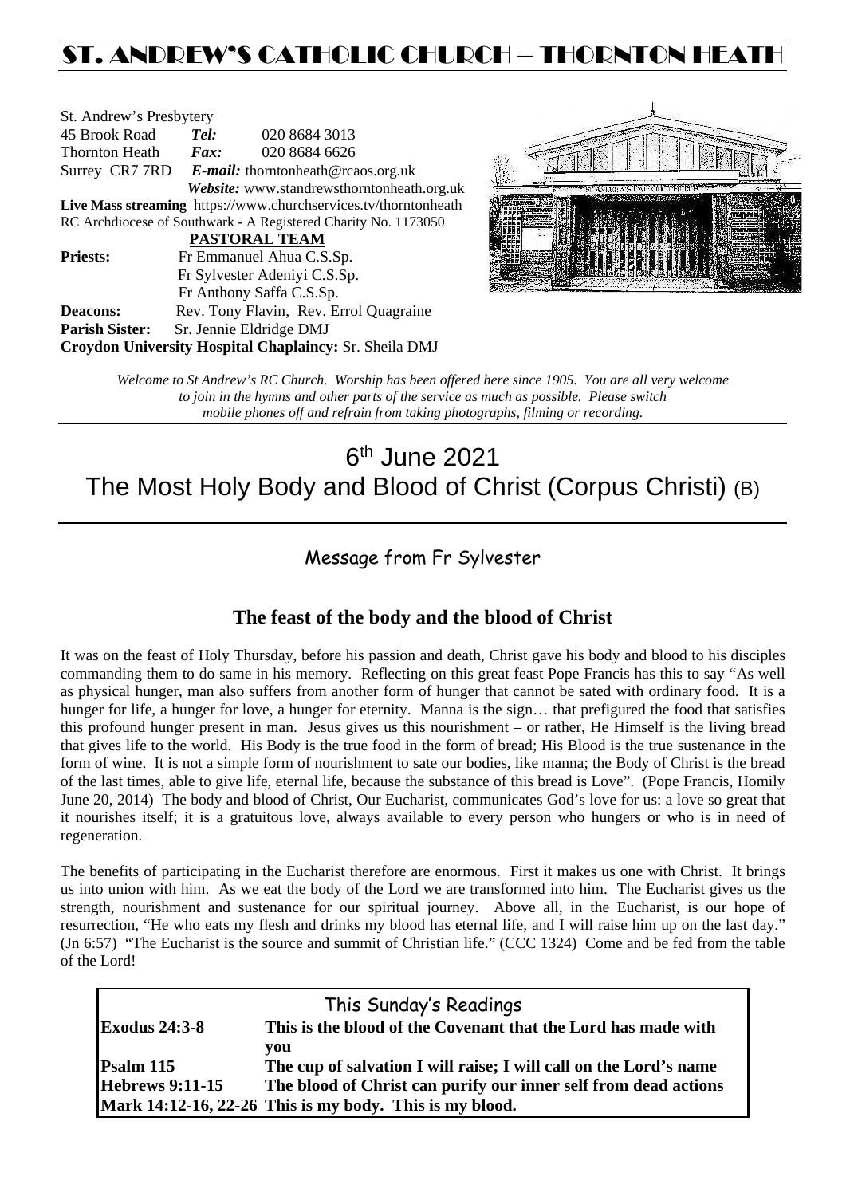# ST. ANDREW'S CATHOLIC CHURCH – THORNTON HEATH

St. Andrew's Presbytery
45 Brook Road **Tel:** 020 8684 3013
Thornton Heath **Fax:** 020 8684 6626
Surrey CR7 7RD **E-mail:** thorntonheath@rcaos.org.uk
**Website:** www.standrewsthorntonheath.org.uk
**Live Mass streaming** https://www.churchservices.tv/thorntonheath
RC Archdiocese of Southwark - A Registered Charity No. 1173050

**PASTORAL TEAM**

**Priests:** Fr Emmanuel Ahua C.S.Sp.
Fr Sylvester Adeniyi C.S.Sp.
Fr Anthony Saffa C.S.Sp.
**Deacons:** Rev. Tony Flavin, Rev. Errol Quagraine
**Parish Sister:** Sr. Jennie Eldridge DMJ
**Croydon University Hospital Chaplaincy:** Sr. Sheila DMJ

*Welcome to St Andrew's RC Church. Worship has been offered here since 1905. You are all very welcome to join in the hymns and other parts of the service as much as possible. Please switch mobile phones off and refrain from taking photographs, filming or recording.*

# 6th June 2021
# The Most Holy Body and Blood of Christ (Corpus Christi) (B)

## Message from Fr Sylvester

### The feast of the body and the blood of Christ

It was on the feast of Holy Thursday, before his passion and death, Christ gave his body and blood to his disciples commanding them to do same in his memory. Reflecting on this great feast Pope Francis has this to say "As well as physical hunger, man also suffers from another form of hunger that cannot be sated with ordinary food. It is a hunger for life, a hunger for love, a hunger for eternity. Manna is the sign… that prefigured the food that satisfies this profound hunger present in man. Jesus gives us this nourishment – or rather, He Himself is the living bread that gives life to the world. His Body is the true food in the form of bread; His Blood is the true sustenance in the form of wine. It is not a simple form of nourishment to sate our bodies, like manna; the Body of Christ is the bread of the last times, able to give life, eternal life, because the substance of this bread is Love". (Pope Francis, Homily June 20, 2014) The body and blood of Christ, Our Eucharist, communicates God's love for us: a love so great that it nourishes itself; it is a gratuitous love, always available to every person who hungers or who is in need of regeneration.

The benefits of participating in the Eucharist therefore are enormous. First it makes us one with Christ. It brings us into union with him. As we eat the body of the Lord we are transformed into him. The Eucharist gives us the strength, nourishment and sustenance for our spiritual journey. Above all, in the Eucharist, is our hope of resurrection, "He who eats my flesh and drinks my blood has eternal life, and I will raise him up on the last day." (Jn 6:57) "The Eucharist is the source and summit of Christian life." (CCC 1324) Come and be fed from the table of the Lord!

## This Sunday's Readings

| | |
|---|---|
| **Exodus 24:3-8** | **This is the blood of the Covenant that the Lord has made with you** |
| **Psalm 115** | **The cup of salvation I will raise; I will call on the Lord's name** |
| **Hebrews 9:11-15** | **The blood of Christ can purify our inner self from dead actions** |
| **Mark 14:12-16, 22-26** | **This is my body. This is my blood.** |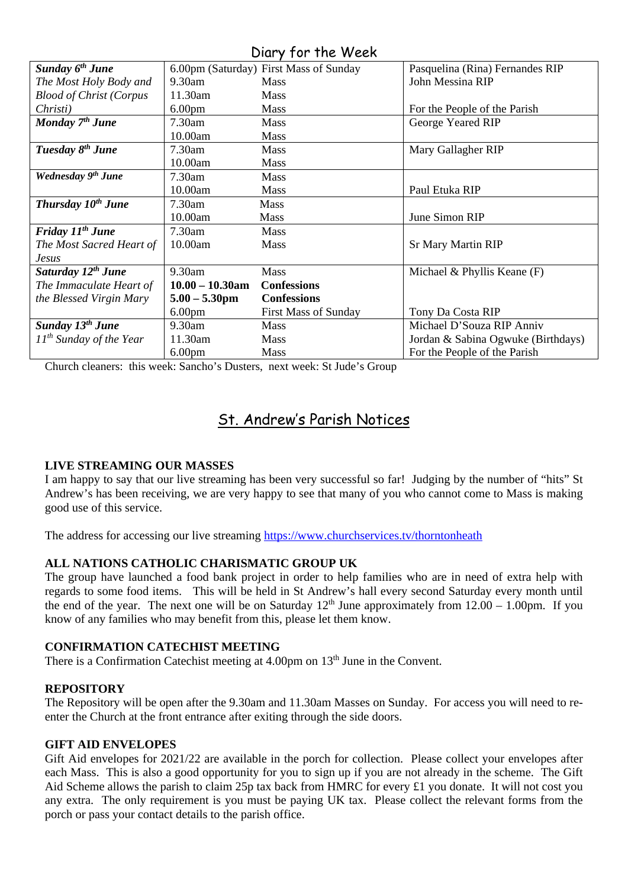## Diary for the Week

| | | | |
|---|---|---|---|
| ***Sunday 6th June*** *The Most Holy Body and Blood of Christ (Corpus Christi)* | 6.00pm (Saturday) | First Mass of Sunday | Pasquelina (Rina) Fernandes RIP |
| | 9.30am | Mass | John Messina RIP |
| | 11.30am | Mass | |
| | 6.00pm | Mass | For the People of the Parish |
| ***Monday 7th June*** | 7.30am | Mass | George Yeared RIP |
| | 10.00am | Mass | |
| ***Tuesday 8th June*** | 7.30am | Mass | Mary Gallagher RIP |
| | 10.00am | Mass | |
| ***Wednesday 9th June*** | 7.30am | Mass | |
| | 10.00am | Mass | Paul Etuka RIP |
| ***Thursday 10th June*** | 7.30am | Mass | |
| | 10.00am | Mass | June Simon RIP |
| ***Friday 11th June*** *The Most Sacred Heart of Jesus* | 7.30am | Mass | |
| | 10.00am | Mass | Sr Mary Martin RIP |
| ***Saturday 12th June*** *The Immaculate Heart of the Blessed Virgin Mary* | 9.30am | Mass | Michael & Phyllis Keane (F) |
| | **10.00 – 10.30am** | **Confessions** | |
| | **5.00 – 5.30pm** | **Confessions** | |
| | 6.00pm | First Mass of Sunday | Tony Da Costa RIP |
| ***Sunday 13th June*** *11th Sunday of the Year* | 9.30am | Mass | Michael D'Souza RIP Anniv |
| | 11.30am | Mass | Jordan & Sabina Ogwuke (Birthdays) |
| | 6.00pm | Mass | For the People of the Parish |

Church cleaners: this week: Sancho's Dusters, next week: St Jude's Group

## St. Andrew's Parish Notices

**LIVE STREAMING OUR MASSES**

I am happy to say that our live streaming has been very successful so far! Judging by the number of "hits" St Andrew's has been receiving, we are very happy to see that many of you who cannot come to Mass is making good use of this service.

The address for accessing our live streaming https://www.churchservices.tv/thorntonheath

**ALL NATIONS CATHOLIC CHARISMATIC GROUP UK**

The group have launched a food bank project in order to help families who are in need of extra help with regards to some food items. This will be held in St Andrew's hall every second Saturday every month until the end of the year. The next one will be on Saturday 12th June approximately from 12.00 – 1.00pm. If you know of any families who may benefit from this, please let them know.

**CONFIRMATION CATECHIST MEETING**

There is a Confirmation Catechist meeting at 4.00pm on 13th June in the Convent.

**REPOSITORY**

The Repository will be open after the 9.30am and 11.30am Masses on Sunday. For access you will need to re-enter the Church at the front entrance after exiting through the side doors.

**GIFT AID ENVELOPES**

Gift Aid envelopes for 2021/22 are available in the porch for collection. Please collect your envelopes after each Mass. This is also a good opportunity for you to sign up if you are not already in the scheme. The Gift Aid Scheme allows the parish to claim 25p tax back from HMRC for every £1 you donate. It will not cost you any extra. The only requirement is you must be paying UK tax. Please collect the relevant forms from the porch or pass your contact details to the parish office.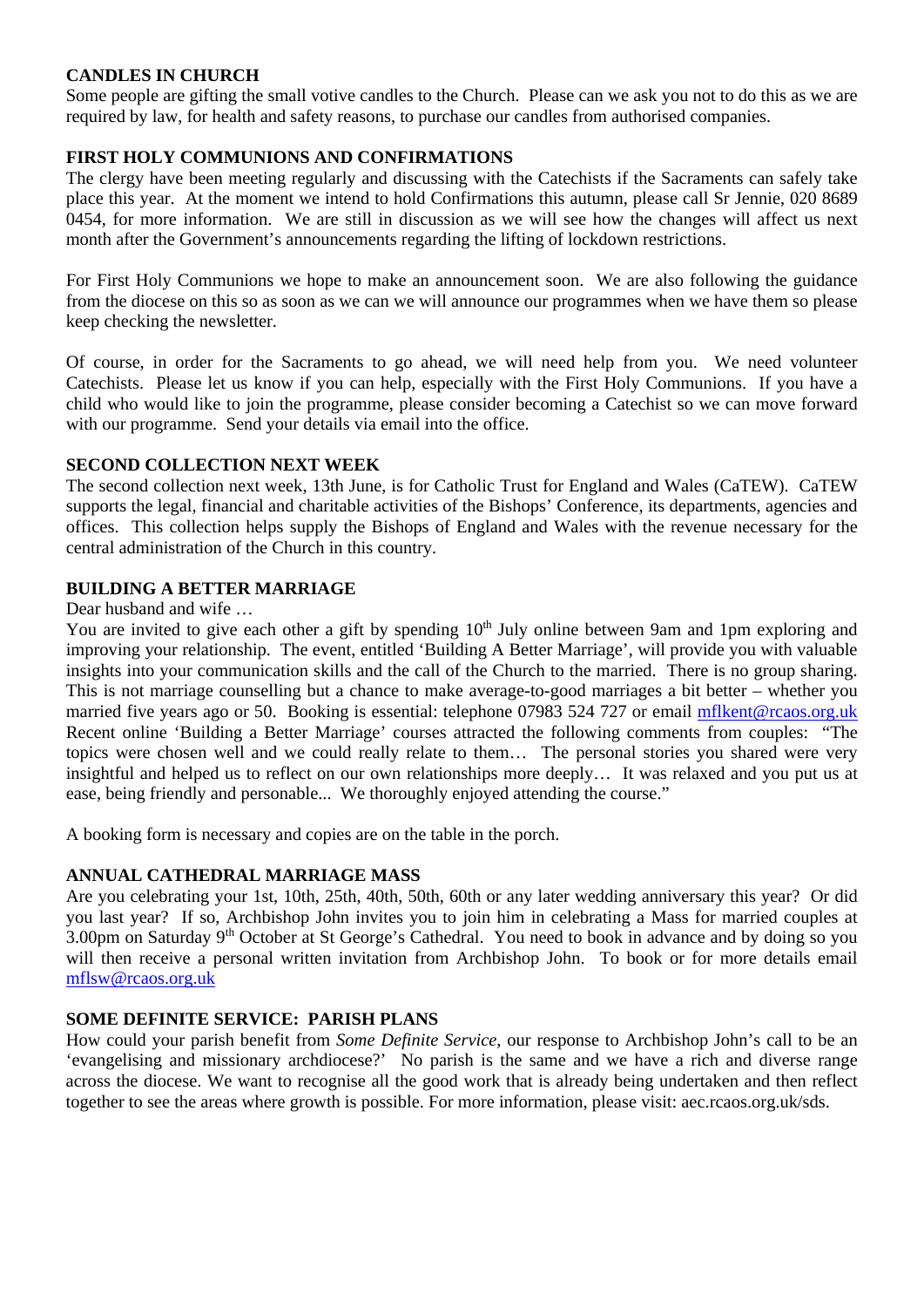**CANDLES IN CHURCH**

Some people are gifting the small votive candles to the Church. Please can we ask you not to do this as we are required by law, for health and safety reasons, to purchase our candles from authorised companies.

**FIRST HOLY COMMUNIONS AND CONFIRMATIONS**

The clergy have been meeting regularly and discussing with the Catechists if the Sacraments can safely take place this year. At the moment we intend to hold Confirmations this autumn, please call Sr Jennie, 020 8689 0454, for more information. We are still in discussion as we will see how the changes will affect us next month after the Government's announcements regarding the lifting of lockdown restrictions.

For First Holy Communions we hope to make an announcement soon. We are also following the guidance from the diocese on this so as soon as we can we will announce our programmes when we have them so please keep checking the newsletter.

Of course, in order for the Sacraments to go ahead, we will need help from you. We need volunteer Catechists. Please let us know if you can help, especially with the First Holy Communions. If you have a child who would like to join the programme, please consider becoming a Catechist so we can move forward with our programme. Send your details via email into the office.

**SECOND COLLECTION NEXT WEEK**

The second collection next week, 13th June, is for Catholic Trust for England and Wales (CaTEW). CaTEW supports the legal, financial and charitable activities of the Bishops' Conference, its departments, agencies and offices. This collection helps supply the Bishops of England and Wales with the revenue necessary for the central administration of the Church in this country.

**BUILDING A BETTER MARRIAGE**

Dear husband and wife …

You are invited to give each other a gift by spending 10th July online between 9am and 1pm exploring and improving your relationship. The event, entitled 'Building A Better Marriage', will provide you with valuable insights into your communication skills and the call of the Church to the married. There is no group sharing. This is not marriage counselling but a chance to make average-to-good marriages a bit better – whether you married five years ago or 50. Booking is essential: telephone 07983 524 727 or email mflkent@rcaos.org.uk Recent online 'Building a Better Marriage' courses attracted the following comments from couples: "The topics were chosen well and we could really relate to them… The personal stories you shared were very insightful and helped us to reflect on our own relationships more deeply… It was relaxed and you put us at ease, being friendly and personable... We thoroughly enjoyed attending the course."

A booking form is necessary and copies are on the table in the porch.

**ANNUAL CATHEDRAL MARRIAGE MASS**

Are you celebrating your 1st, 10th, 25th, 40th, 50th, 60th or any later wedding anniversary this year? Or did you last year? If so, Archbishop John invites you to join him in celebrating a Mass for married couples at 3.00pm on Saturday 9th October at St George's Cathedral. You need to book in advance and by doing so you will then receive a personal written invitation from Archbishop John. To book or for more details email mflsw@rcaos.org.uk

**SOME DEFINITE SERVICE: PARISH PLANS**

How could your parish benefit from *Some Definite Service*, our response to Archbishop John's call to be an 'evangelising and missionary archdiocese?' No parish is the same and we have a rich and diverse range across the diocese. We want to recognise all the good work that is already being undertaken and then reflect together to see the areas where growth is possible. For more information, please visit: aec.rcaos.org.uk/sds.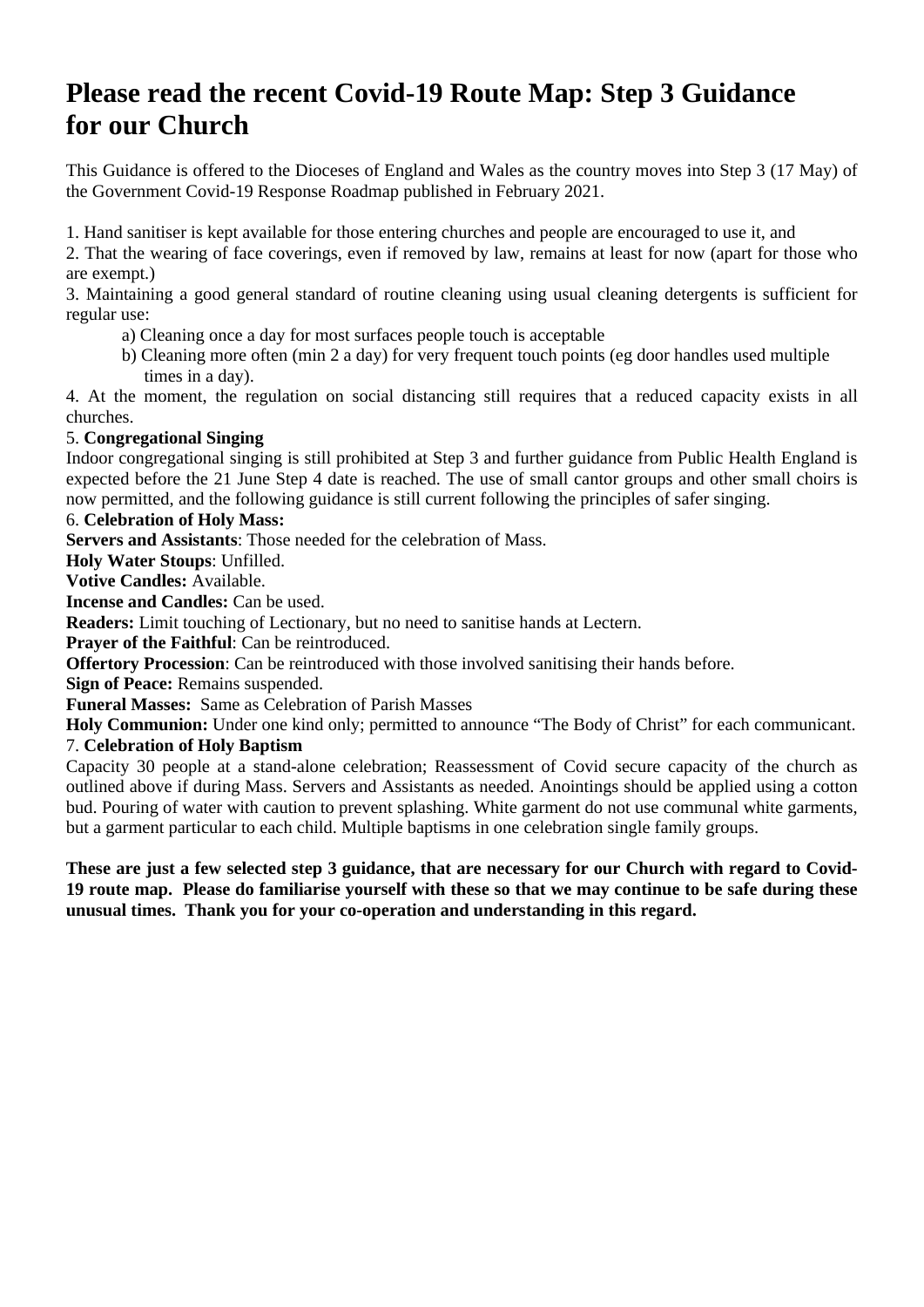# Please read the recent Covid-19 Route Map: Step 3 Guidance for our Church

This Guidance is offered to the Dioceses of England and Wales as the country moves into Step 3 (17 May) of the Government Covid-19 Response Roadmap published in February 2021.

1. Hand sanitiser is kept available for those entering churches and people are encouraged to use it, and
2. That the wearing of face coverings, even if removed by law, remains at least for now (apart for those who are exempt.)
3. Maintaining a good general standard of routine cleaning using usual cleaning detergents is sufficient for regular use:
    a) Cleaning once a day for most surfaces people touch is acceptable
    b) Cleaning more often (min 2 a day) for very frequent touch points (eg door handles used multiple times in a day).
4. At the moment, the regulation on social distancing still requires that a reduced capacity exists in all churches.
5. **Congregational Singing**

Indoor congregational singing is still prohibited at Step 3 and further guidance from Public Health England is expected before the 21 June Step 4 date is reached. The use of small cantor groups and other small choirs is now permitted, and the following guidance is still current following the principles of safer singing.

6. **Celebration of Holy Mass:**

**Servers and Assistants**: Those needed for the celebration of Mass.
**Holy Water Stoups**: Unfilled.
**Votive Candles:** Available.
**Incense and Candles:** Can be used.
**Readers:** Limit touching of Lectionary, but no need to sanitise hands at Lectern.
**Prayer of the Faithful**: Can be reintroduced.
**Offertory Procession**: Can be reintroduced with those involved sanitising their hands before.
**Sign of Peace:** Remains suspended.
**Funeral Masses:** Same as Celebration of Parish Masses
**Holy Communion:** Under one kind only; permitted to announce "The Body of Christ" for each communicant.

7. **Celebration of Holy Baptism**

Capacity 30 people at a stand-alone celebration; Reassessment of Covid secure capacity of the church as outlined above if during Mass. Servers and Assistants as needed. Anointings should be applied using a cotton bud. Pouring of water with caution to prevent splashing. White garment do not use communal white garments, but a garment particular to each child. Multiple baptisms in one celebration single family groups.

**These are just a few selected step 3 guidance, that are necessary for our Church with regard to Covid-19 route map. Please do familiarise yourself with these so that we may continue to be safe during these unusual times. Thank you for your co-operation and understanding in this regard.**